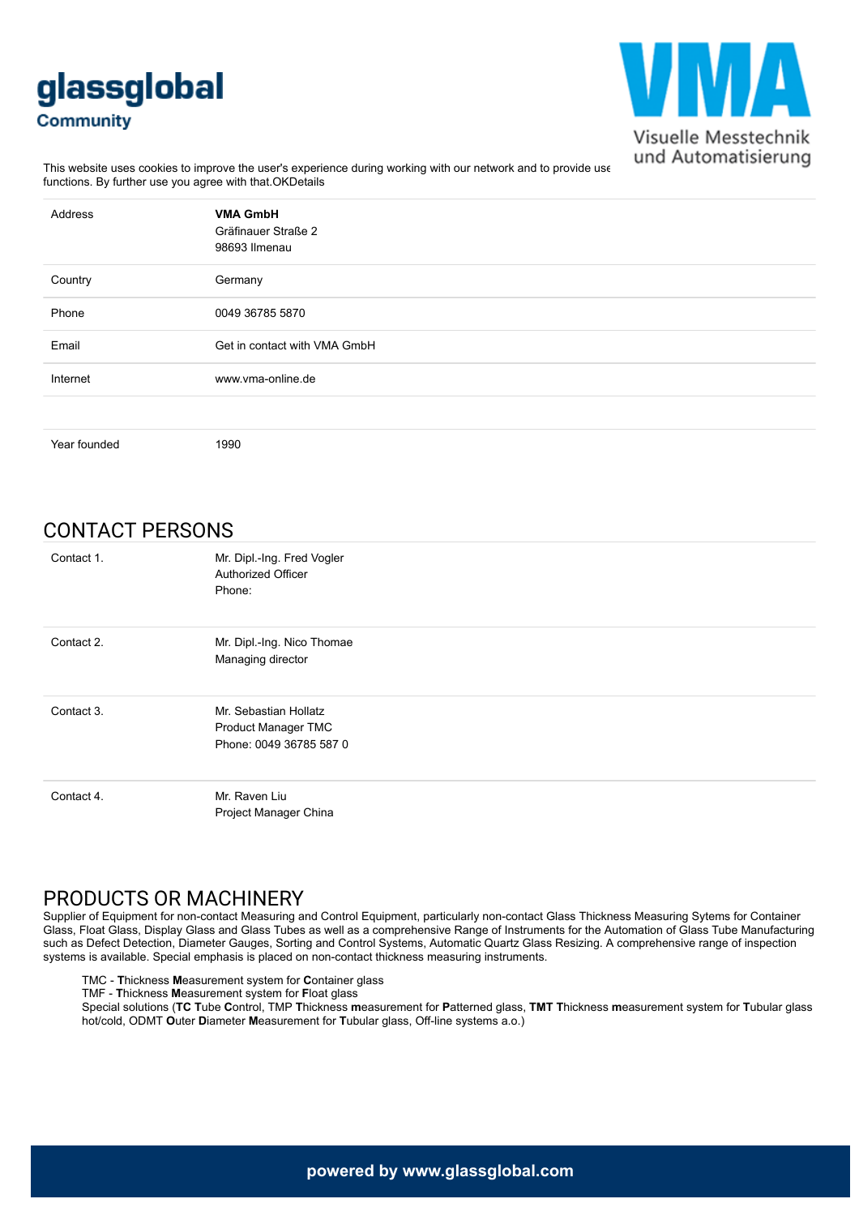glassglobal
Community

VMA
Visuelle Messtechnik und Automatisierung

This website uses cookies to improve the user's experience during working with our network and to provide use functions. By further use you agree with that.OKDetails

| | |
|---|---|
| Address | **VMA GmbH**<br>Gräfinauer Straße 2<br>98693 Ilmenau |
| Country | Germany |
| Phone | 0049 36785 5870 |
| Email | Get in contact with VMA GmbH |
| Internet | www.vma-online.de |
| | |
| Year founded | 1990 |

## CONTACT PERSONS

| | |
|---|---|
| Contact 1. | Mr. Dipl.-Ing. Fred Vogler<br>Authorized Officer<br>Phone: |
| Contact 2. | Mr. Dipl.-Ing. Nico Thomae<br>Managing director |
| Contact 3. | Mr. Sebastian Hollatz<br>Product Manager TMC<br>Phone: 0049 36785 587 0 |
| Contact 4. | Mr. Raven Liu<br>Project Manager China |

## PRODUCTS OR MACHINERY

Supplier of Equipment for non-contact Measuring and Control Equipment, particularly non-contact Glass Thickness Measuring Sytems for Container Glass, Float Glass, Display Glass and Glass Tubes as well as a comprehensive Range of Instruments for the Automation of Glass Tube Manufacturing such as Defect Detection, Diameter Gauges, Sorting and Control Systems, Automatic Quartz Glass Resizing. A comprehensive range of inspection systems is available. Special emphasis is placed on non-contact thickness measuring instruments.

- TMC - **T**hickness **M**easurement system for **C**ontainer glass
- TMF - **T**hickness **M**easurement system for **F**loat glass
- Special solutions (**TC T**ube **C**ontrol, TMP **T**hickness **m**easurement for **P**atterned glass, **TMT T**hickness **m**easurement system for **T**ubular glass hot/cold, ODMT **O**uter **D**iameter **M**easurement for **T**ubular glass, Off-line systems a.o.)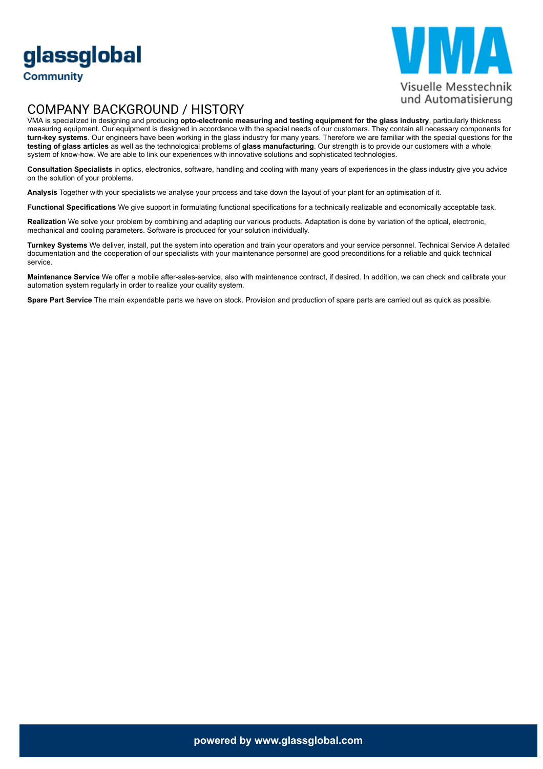# COMPANY BACKGROUND / HISTORY

VMA is specialized in designing and producing **opto-electronic measuring and testing equipment for the glass industry**, particularly thickness measuring equipment. Our equipment is designed in accordance with the special needs of our customers. They contain all necessary components for **turn-key systems**. Our engineers have been working in the glass industry for many years. Therefore we are familiar with the special questions for the **testing of glass articles** as well as the technological problems of **glass manufacturing**. Our strength is to provide our customers with a whole system of know-how. We are able to link our experiences with innovative solutions and sophisticated technologies.

**Consultation Specialists** in optics, electronics, software, handling and cooling with many years of experiences in the glass industry give you advice on the solution of your problems.

**Analysis** Together with your specialists we analyse your process and take down the layout of your plant for an optimisation of it.

**Functional Specifications** We give support in formulating functional specifications for a technically realizable and economically acceptable task.

**Realization** We solve your problem by combining and adapting our various products. Adaptation is done by variation of the optical, electronic, mechanical and cooling parameters. Software is produced for your solution individually.

**Turnkey Systems** We deliver, install, put the system into operation and train your operators and your service personnel. Technical Service A detailed documentation and the cooperation of our specialists with your maintenance personnel are good preconditions for a reliable and quick technical service.

**Maintenance Service** We offer a mobile after-sales-service, also with maintenance contract, if desired. In addition, we can check and calibrate your automation system regularly in order to realize your quality system.

**Spare Part Service** The main expendable parts we have on stock. Provision and production of spare parts are carried out as quick as possible.